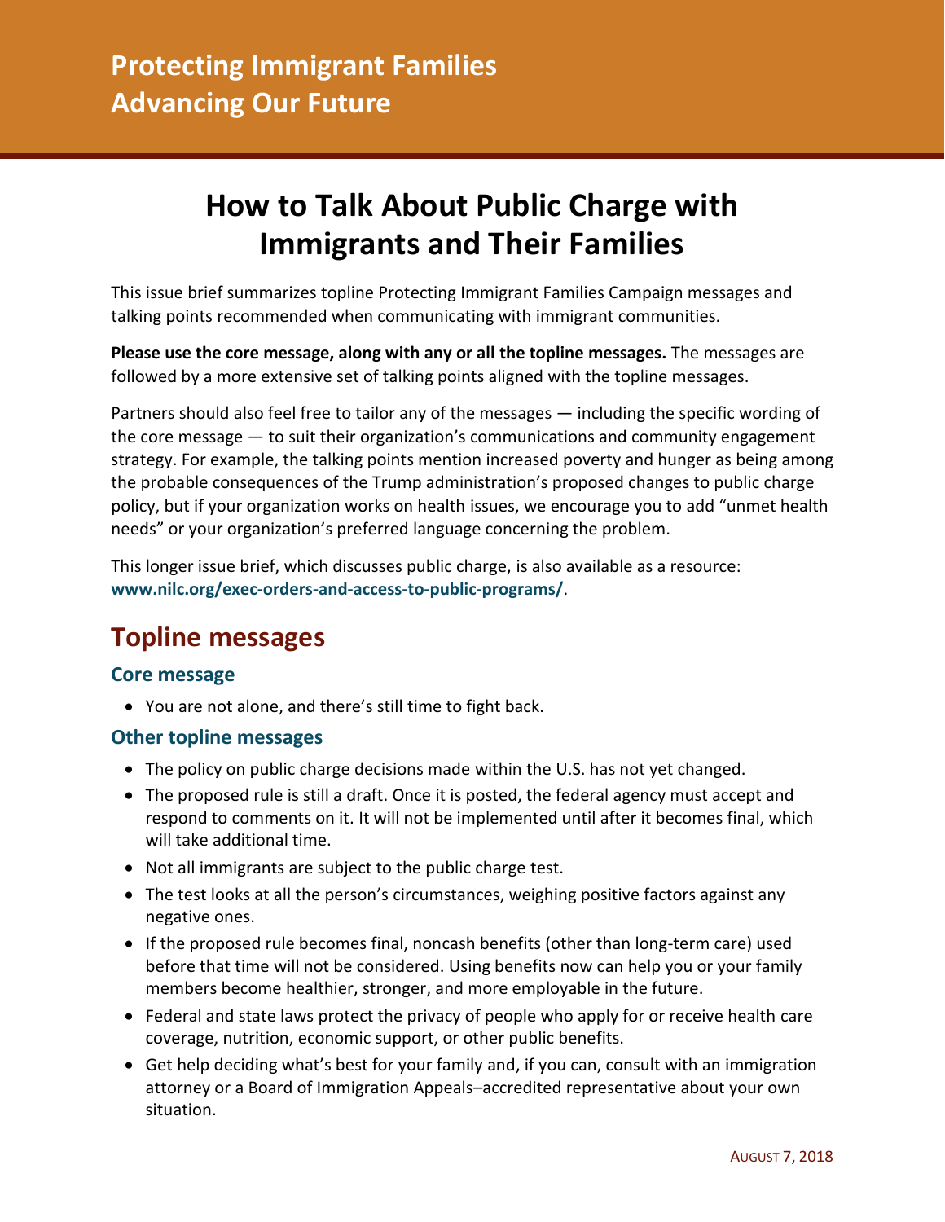# Protecting Immigrant Families
# Advancing Our Future

# How to Talk About Public Charge with Immigrants and Their Families

This issue brief summarizes topline Protecting Immigrant Families Campaign messages and talking points recommended when communicating with immigrant communities.

**Please use the core message, along with any or all the topline messages.** The messages are followed by a more extensive set of talking points aligned with the topline messages.

Partners should also feel free to tailor any of the messages — including the specific wording of the core message — to suit their organization's communications and community engagement strategy. For example, the talking points mention increased poverty and hunger as being among the probable consequences of the Trump administration's proposed changes to public charge policy, but if your organization works on health issues, we encourage you to add "unmet health needs" or your organization's preferred language concerning the problem.

This longer issue brief, which discusses public charge, is also available as a resource: **www.nilc.org/exec-orders-and-access-to-public-programs/**.

## Topline messages

### Core message

- You are not alone, and there's still time to fight back.

### Other topline messages

- The policy on public charge decisions made within the U.S. has not yet changed.
- The proposed rule is still a draft. Once it is posted, the federal agency must accept and respond to comments on it. It will not be implemented until after it becomes final, which will take additional time.
- Not all immigrants are subject to the public charge test.
- The test looks at all the person's circumstances, weighing positive factors against any negative ones.
- If the proposed rule becomes final, noncash benefits (other than long-term care) used before that time will not be considered. Using benefits now can help you or your family members become healthier, stronger, and more employable in the future.
- Federal and state laws protect the privacy of people who apply for or receive health care coverage, nutrition, economic support, or other public benefits.
- Get help deciding what's best for your family and, if you can, consult with an immigration attorney or a Board of Immigration Appeals–accredited representative about your own situation.

August 7, 2018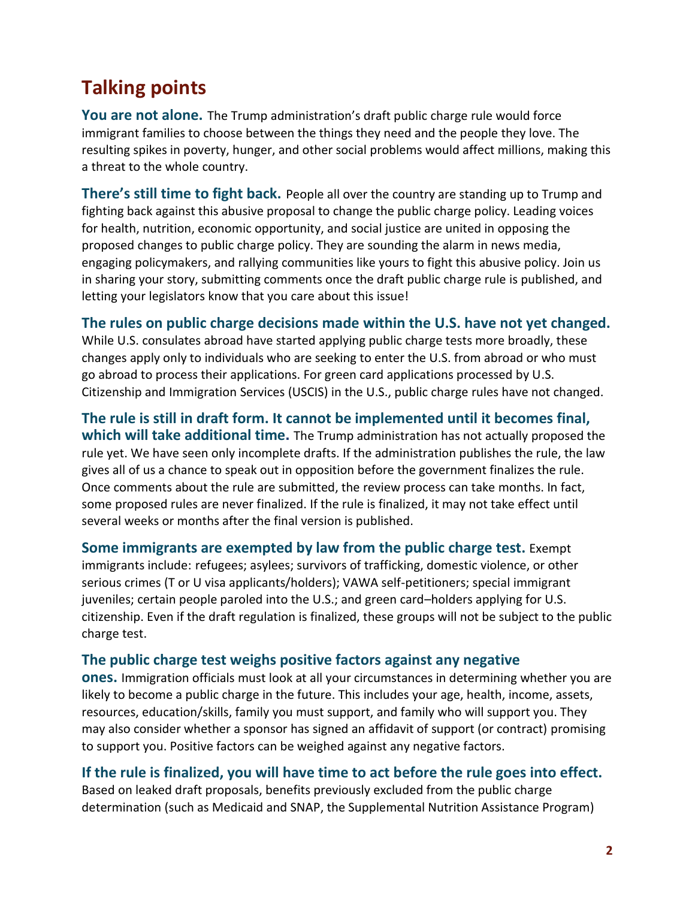## Talking points

**You are not alone.** The Trump administration's draft public charge rule would force immigrant families to choose between the things they need and the people they love. The resulting spikes in poverty, hunger, and other social problems would affect millions, making this a threat to the whole country.

**There's still time to fight back.** People all over the country are standing up to Trump and fighting back against this abusive proposal to change the public charge policy. Leading voices for health, nutrition, economic opportunity, and social justice are united in opposing the proposed changes to public charge policy. They are sounding the alarm in news media, engaging policymakers, and rallying communities like yours to fight this abusive policy. Join us in sharing your story, submitting comments once the draft public charge rule is published, and letting your legislators know that you care about this issue!

**The rules on public charge decisions made within the U.S. have not yet changed.** While U.S. consulates abroad have started applying public charge tests more broadly, these changes apply only to individuals who are seeking to enter the U.S. from abroad or who must go abroad to process their applications. For green card applications processed by U.S. Citizenship and Immigration Services (USCIS) in the U.S., public charge rules have not changed.

**The rule is still in draft form. It cannot be implemented until it becomes final, which will take additional time.** The Trump administration has not actually proposed the rule yet. We have seen only incomplete drafts. If the administration publishes the rule, the law gives all of us a chance to speak out in opposition before the government finalizes the rule. Once comments about the rule are submitted, the review process can take months. In fact, some proposed rules are never finalized. If the rule is finalized, it may not take effect until several weeks or months after the final version is published.

**Some immigrants are exempted by law from the public charge test.** Exempt immigrants include: refugees; asylees; survivors of trafficking, domestic violence, or other serious crimes (T or U visa applicants/holders); VAWA self-petitioners; special immigrant juveniles; certain people paroled into the U.S.; and green card–holders applying for U.S. citizenship. Even if the draft regulation is finalized, these groups will not be subject to the public charge test.

**The public charge test weighs positive factors against any negative ones.** Immigration officials must look at all your circumstances in determining whether you are likely to become a public charge in the future. This includes your age, health, income, assets, resources, education/skills, family you must support, and family who will support you. They may also consider whether a sponsor has signed an affidavit of support (or contract) promising to support you. Positive factors can be weighed against any negative factors.

**If the rule is finalized, you will have time to act before the rule goes into effect.** Based on leaked draft proposals, benefits previously excluded from the public charge determination (such as Medicaid and SNAP, the Supplemental Nutrition Assistance Program)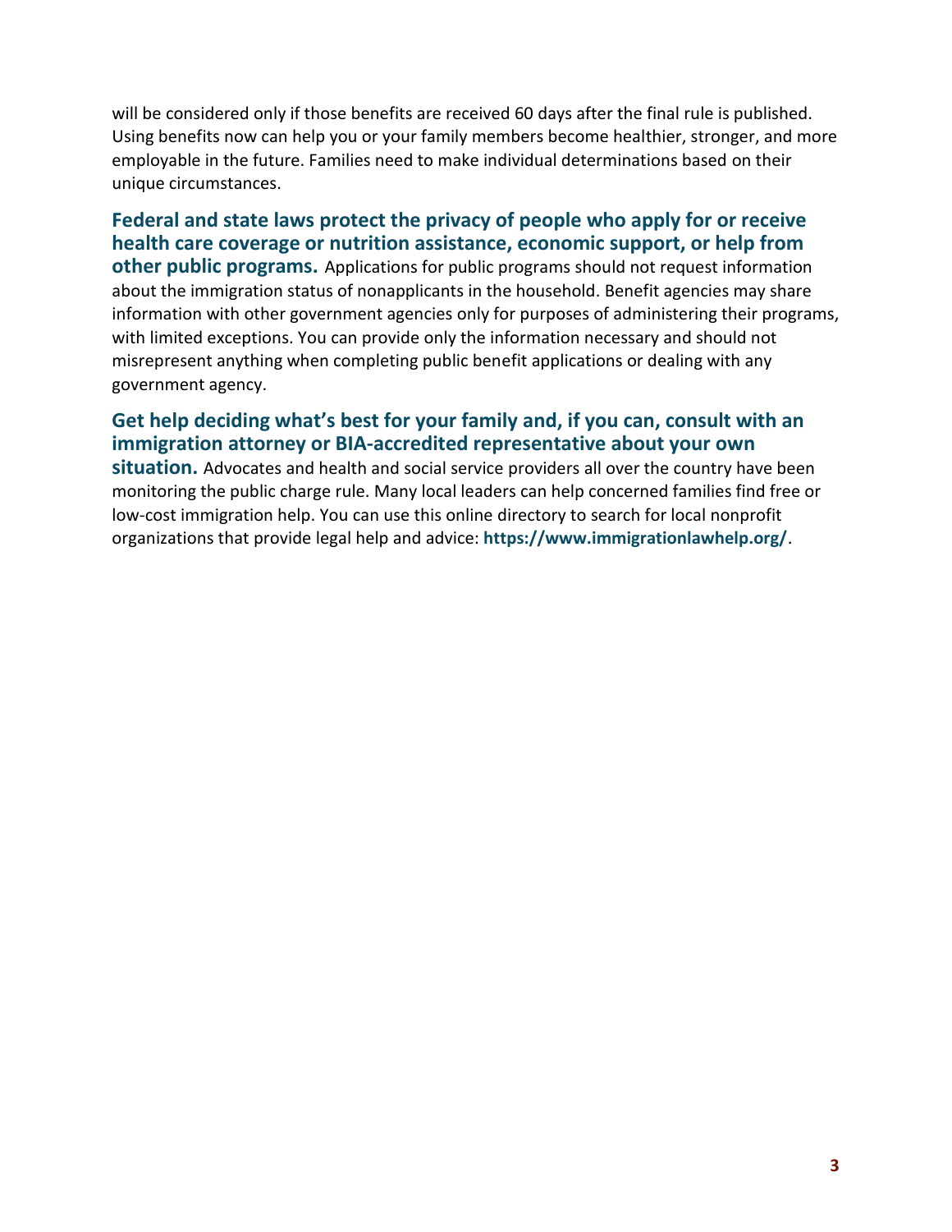will be considered only if those benefits are received 60 days after the final rule is published. Using benefits now can help you or your family members become healthier, stronger, and more employable in the future. Families need to make individual determinations based on their unique circumstances.

**Federal and state laws protect the privacy of people who apply for or receive health care coverage or nutrition assistance, economic support, or help from other public programs.** Applications for public programs should not request information about the immigration status of nonapplicants in the household. Benefit agencies may share information with other government agencies only for purposes of administering their programs, with limited exceptions. You can provide only the information necessary and should not misrepresent anything when completing public benefit applications or dealing with any government agency.

**Get help deciding what's best for your family and, if you can, consult with an immigration attorney or BIA-accredited representative about your own situation.** Advocates and health and social service providers all over the country have been monitoring the public charge rule. Many local leaders can help concerned families find free or low-cost immigration help. You can use this online directory to search for local nonprofit organizations that provide legal help and advice: **https://www.immigrationlawhelp.org/**.